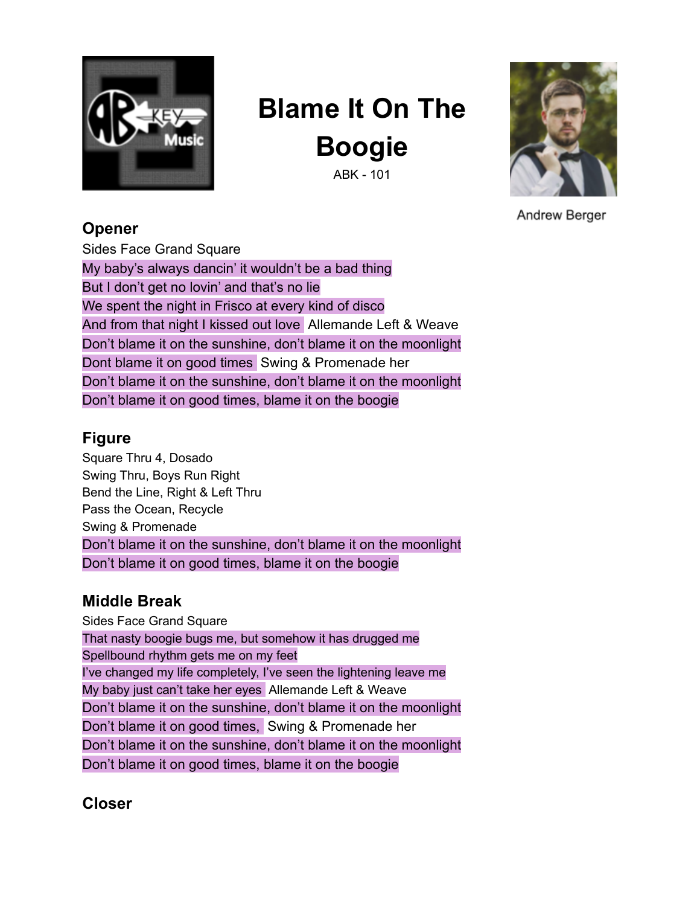# Blame It On The Boogie

ABK - 101

Andrew Berger

## Opener

Sides Face Grand Square
My baby's always dancin' it wouldn't be a bad thing
But I don't get no lovin' and that's no lie
We spent the night in Frisco at every kind of disco
And from that night I kissed out love Allemande Left & Weave
Don't blame it on the sunshine, don't blame it on the moonlight
Dont blame it on good times Swing & Promenade her
Don't blame it on the sunshine, don't blame it on the moonlight
Don't blame it on good times, blame it on the boogie

## Figure

Square Thru 4, Dosado
Swing Thru, Boys Run Right
Bend the Line, Right & Left Thru
Pass the Ocean, Recycle
Swing & Promenade
Don't blame it on the sunshine, don't blame it on the moonlight
Don't blame it on good times, blame it on the boogie

## Middle Break

Sides Face Grand Square
That nasty boogie bugs me, but somehow it has drugged me
Spellbound rhythm gets me on my feet
I've changed my life completely, I've seen the lightening leave me
My baby just can't take her eyes Allemande Left & Weave
Don't blame it on the sunshine, don't blame it on the moonlight
Don't blame it on good times, Swing & Promenade her
Don't blame it on the sunshine, don't blame it on the moonlight
Don't blame it on good times, blame it on the boogie

## Closer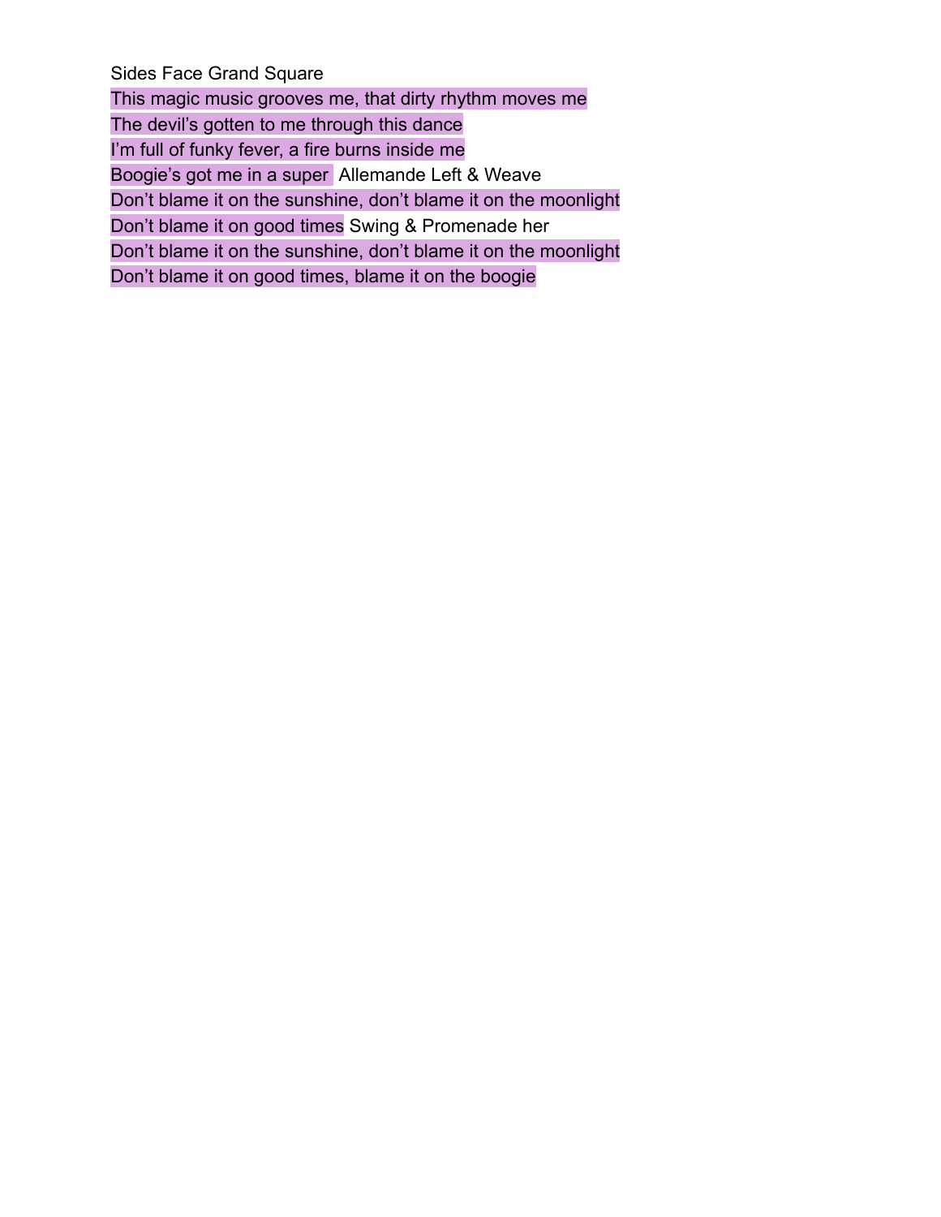Sides Face Grand Square

This magic music grooves me, that dirty rhythm moves me

The devil's gotten to me through this dance

I'm full of funky fever, a fire burns inside me

Boogie's got me in a super  Allemande Left & Weave

Don't blame it on the sunshine, don't blame it on the moonlight

Don't blame it on good times Swing & Promenade her

Don't blame it on the sunshine, don't blame it on the moonlight

Don't blame it on good times, blame it on the boogie